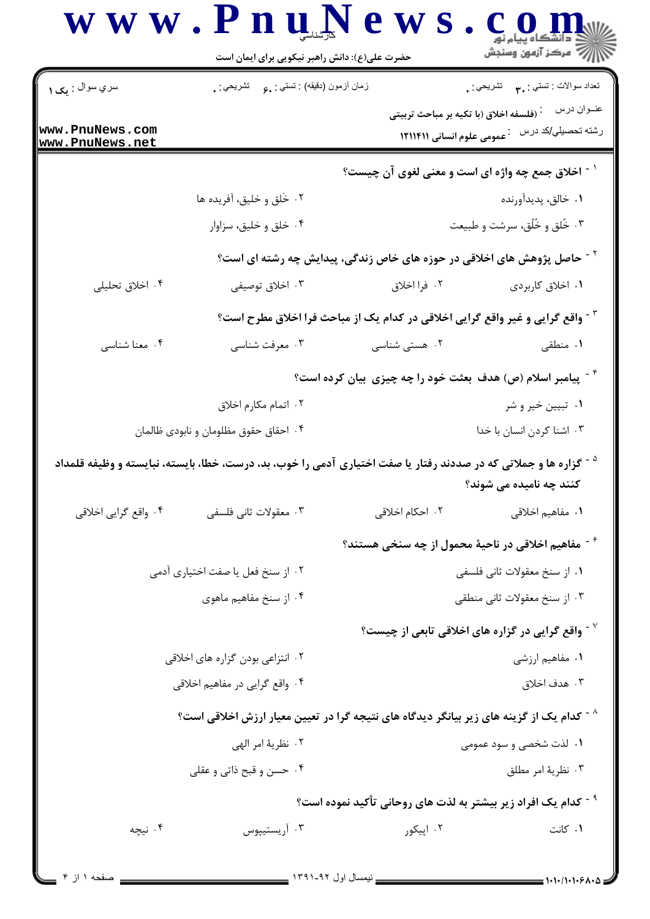کارشناسی

حضرت علی(ع): دانش راهبر نیکویی برای ایمان است

سري سوال : یک ۱

زمان آزمون (دقیقه) : تستی : ۶۰ تشریحی : ۰

تعداد سوالات : تستی : ۳۰ تشریحی : ۰

عنــوان درس : (فلسفه اخلاق (با تکیه بر مباحث تربیتی

رشته تحصیلی/کد درس : عمومی علوم انسانی ۱۲۱۱۴۱۱

۱ - اخلاق جمع چه واژه ای است و معنی لغوی آن چیست؟

۱. خالق، پدیدآورنده

۲. خَلق و خلیق، آفریده ها

۳. خُلق و خُلُق، سرشت و طبیعت

۴. خلق و خلیق، سزاوار

۲ - حاصل پژوهش های اخلاقی در حوزه های خاص زندگی، پیدایش چه رشته ای است؟

۱. اخلاق کاربردی

۲. فرا اخلاق

۳. اخلاق توصیفی

۴. اخلاق تحلیلی

۳ - واقع گرایی و غیر واقع گرایی اخلاقی در کدام یک از مباحث فرا اخلاق مطرح است؟

۱. منطقی

۲. هستی شناسی

۳. معرفت شناسی

۴. معنا شناسی

۴ - پیامبر اسلام (ص) هدف بعثت خود را چه چیزی بیان کرده است؟

۱. تبیین خیر و شر

۲. اتمام مکارم اخلاق

۳. اشنا کردن انسان با خدا

۴. احقاق حقوق مظلومان و نابودی ظالمان

۵ - گزاره ها و جملاتی که در صددند رفتار یا صفت اختیاری آدمی را خوب، بد، درست، خطا، بایسته، نبایسته و وظیفه قلمداد کنند چه نامیده می شوند؟

۱. مفاهیم اخلاقی

۲. احکام اخلاقی

۳. معقولات ثانی فلسفی

۴. واقع گرایی اخلاقی

۶ - مفاهیم اخلاقی در ناحیهٔ محمول از چه سنخی هستند؟

۱. از سنخ معقولات ثانی فلسفی

۲. از سنخ فعل یا صفت اختیاری آدمی

۳. از سنخ معقولات ثانی منطقی

۴. از سنخ مفاهیم ماهوی

۷ - واقع گرایی در گزاره های اخلاقی تابعی از چیست؟

۱. مفاهیم ارزشی

۲. انتزاعی بودن گزاره های اخلاقی

۳. هدف اخلاق

۴. واقع گرایی در مفاهیم اخلاقی

۸ - کدام یک از گزینه های زیر بیانگر دیدگاه های نتیجه گرا در تعیین معیار ارزش اخلاقی است؟

۱. لذت شخصی و سود عمومی

۲. نظریهٔ امر الهی

۳. نظریهٔ امر مطلق

۴. حسن و قبح ذاتی و عقلی

۹ - کدام یک افراد زیر بیشتر به لذت های روحانی تأکید نموده است؟

۱. کانت

۲. اپیکور

۳. آریستیپوس

۴. نیچه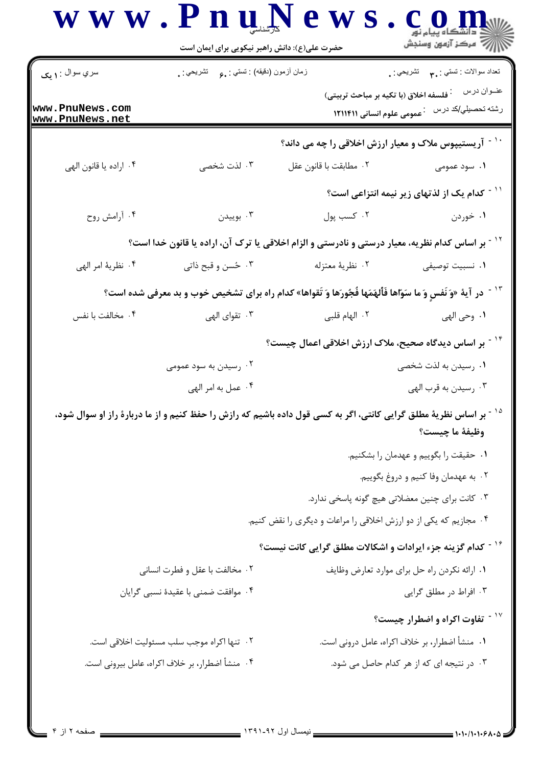۱۰- آریستیپوس ملاک و معیار ارزش اخلاقی را چه می داند؟

۱. سود عمومی
۲. مطابقت با قانون عقل
۳. لذت شخصی
۴. اراده یا قانون الهی

۱۱- کدام یک از لذتهای زیر نیمه انتزاعی است؟

۱. خوردن
۲. کسب پول
۳. بوییدن
۴. آرامش روح

۱۲- بر اساس کدام نظریه، معیار درستی و نادرستی و الزام اخلاقی یا ترک آن، اراده یا قانون خدا است؟

۱. نسبیت توصیفی
۲. نظریهٔ معتزله
۳. حُسن و قبح ذاتی
۴. نظریهٔ امر الهی

۱۳- در آیهٔ «وَ نَفسٍ وَ ما سَوّاها فَألهَمَها فُجُورَها وَ تَقواها» کدام راه برای تشخیص خوب و بد معرفی شده است؟

۱. وحی الهی
۲. الهام قلبی
۳. تقوای الهی
۴. مخالفت با نفس

۱۴- بر اساس دیدگاه صحیح، ملاک ارزش اخلاقی اعمال چیست؟

۱. رسیدن به لذت شخصی
۲. رسیدن به سود عمومی
۳. رسیدن به قرب الهی
۴. عمل به امر الهی

۱۵- بر اساس نظریهٔ مطلق گرایی کانتی، اگر به کسی قول داده باشیم که رازش را حفظ کنیم و از ما دربارهٔ راز او سوال شود، وظیفهٔ ما چیست؟

۱. حقیقت را بگوییم و عهدمان را بشکنیم.
۲. به عهدمان وفا کنیم و دروغ بگوییم.
۳. کانت برای چنین معضلاتی هیچ گونه پاسخی ندارد.
۴. مجازیم که یکی از دو ارزش اخلاقی را مراعات و دیگری را نقض کنیم.

۱۶- کدام گزینه جزء ایرادات و اشکالات مطلق گرایی کانت نیست؟

۱. ارائه نکردن راه حل برای موارد تعارض وظایف
۲. مخالفت با عقل و فطرت انسانی
۳. افراط در مطلق گرایی
۴. موافقت ضمنی با عقیدهٔ نسبی گرایان

۱۷- تفاوت اکراه و اضطرار چیست؟

۱. منشأ اضطرار، بر خلاف اکراه، عامل درونی است.
۲. تنها اکراه موجب سلب مسئولیت اخلاقی است.
۳. در نتیجه ای که از هر کدام حاصل می شود.
۴. منشأ اضطرار، بر خلاف اکراه، عامل بیرونی است.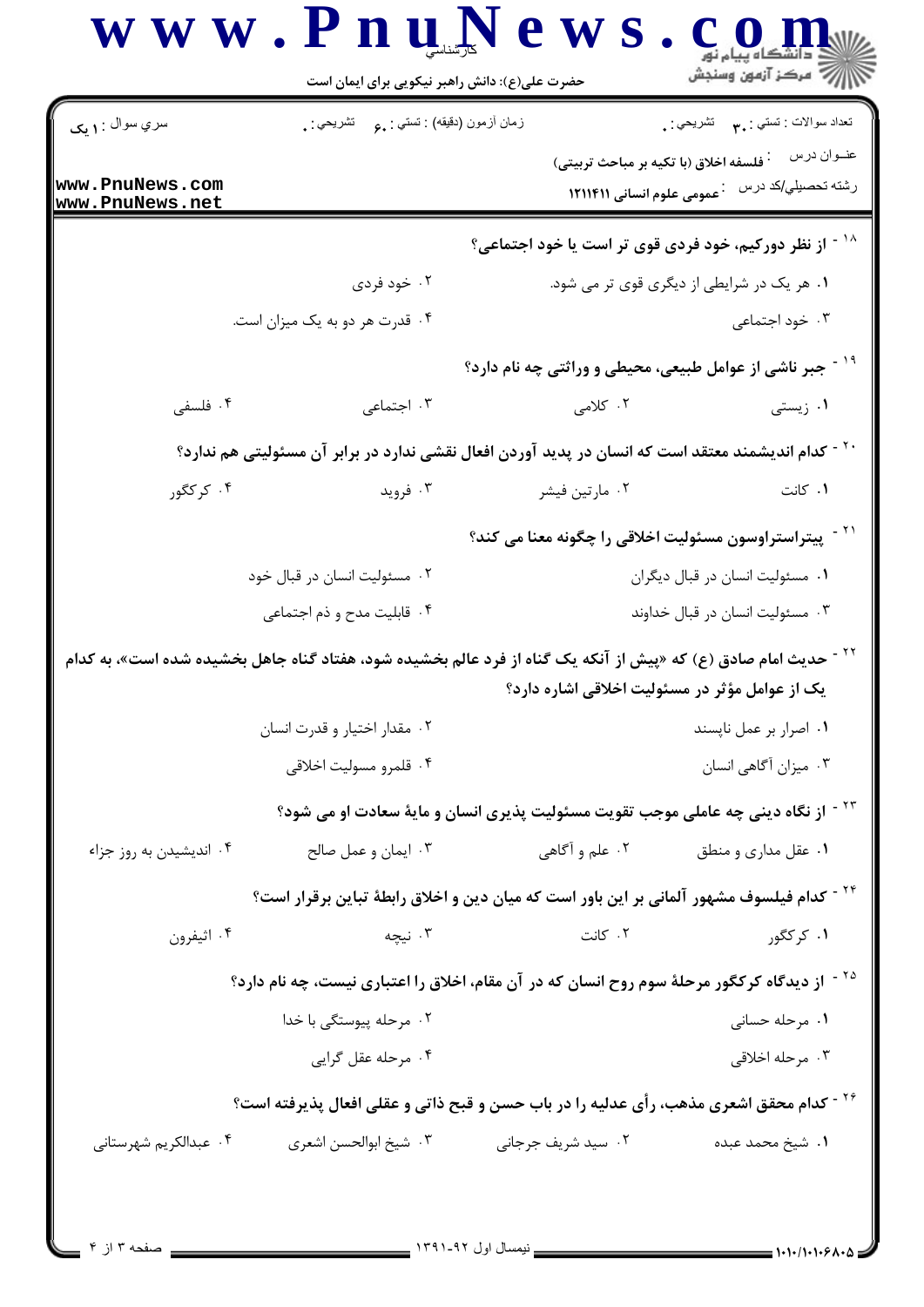سري سوال : ۱ یک

زمان آزمون (دقیقه) : تستی : ۶۰ تشریحی : ۰

تعداد سوالات : تستی : ۳۰ تشریحی : ۰

عنوان درس : فلسفه اخلاق (با تکیه بر مباحث تربیتی)

رشته تحصیلی/کد درس : عمومی علوم انسانی ۱۲۱۱۴۱۱

۱۸ - از نظر دورکیم، خود فردی قوی تر است یا خود اجتماعی؟

۱. هر یک در شرایطی از دیگری قوی تر می شود.
۲. خود فردی
۳. خود اجتماعی
۴. قدرت هر دو به یک میزان است.

۱۹ - جبر ناشی از عوامل طبیعی، محیطی و وراثتی چه نام دارد؟

۱. زیستی
۲. کلامی
۳. اجتماعی
۴. فلسفی

۲۰ - کدام اندیشمند معتقد است که انسان در پدید آوردن افعال نقشی ندارد در برابر آن مسئولیتی هم ندارد؟

۱. کانت
۲. مارتین فیشر
۳. فروید
۴. کرکگور

۲۱ - پیتراستراوسون مسئولیت اخلاقی را چگونه معنا می کند؟

۱. مسئولیت انسان در قبال دیگران
۲. مسئولیت انسان در قبال خود
۳. مسئولیت انسان در قبال خداوند
۴. قابلیت مدح و ذم اجتماعی

۲۲ - حدیث امام صادق (ع) که «پیش از آنکه یک گناه از فرد عالم بخشیده شود، هفتاد گناه جاهل بخشیده شده است»، به کدام یک از عوامل مؤثر در مسئولیت اخلاقی اشاره دارد؟

۱. اصرار بر عمل ناپسند
۲. مقدار اختیار و قدرت انسان
۳. میزان آگاهی انسان
۴. قلمرو مسولیت اخلاقی

۲۳ - از نگاه دینی چه عاملی موجب تقویت مسئولیت پذیری انسان و مایهٔ سعادت او می شود؟

۱. عقل مداری و منطق
۲. علم و آگاهی
۳. ایمان و عمل صالح
۴. اندیشیدن به روز جزاء

۲۴ - کدام فیلسوف مشهور آلمانی بر این باور است که میان دین و اخلاق رابطهٔ تباین برقرار است؟

۱. کرکگور
۲. کانت
۳. نیچه
۴. اثیفرون

۲۵ - از دیدگاه کرکگور مرحلهٔ سوم روح انسان که در آن مقام، اخلاق را اعتباری نیست، چه نام دارد؟

۱. مرحله حسانی
۲. مرحله پیوستگی با خدا
۳. مرحله اخلاقی
۴. مرحله عقل گرایی

۲۶ - کدام محقق اشعری مذهب، رأی عدلیه را در باب حسن و قبح ذاتی و عقلی افعال پذیرفته است؟

۱. شیخ محمد عبده
۲. سید شریف جرجانی
۳. شیخ ابوالحسن اشعری
۴. عبدالکریم شهرستانی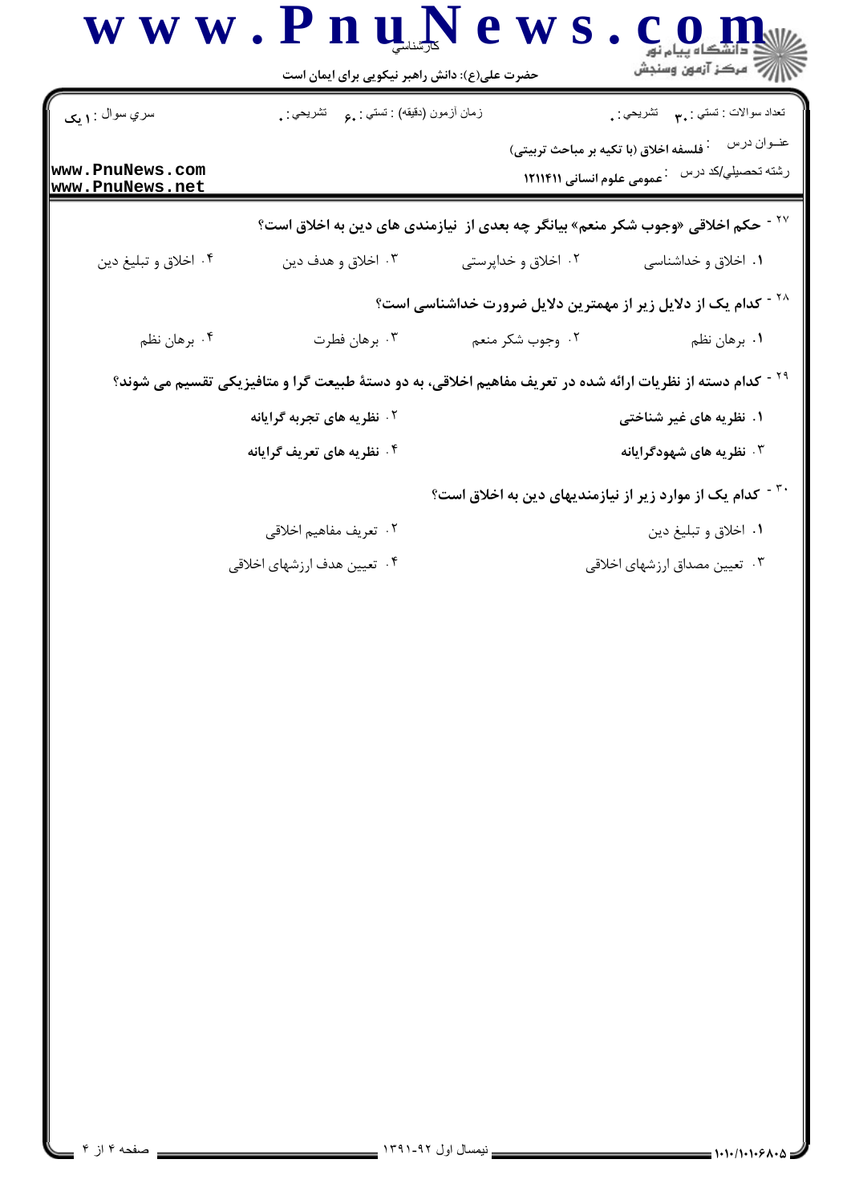۲۷ - حکم اخلاقی «وجوب شکر منعم» بیانگر چه بعدی از نیازمندی های دین به اخلاق است؟

۱. اخلاق و خداشناسی
۲. اخلاق و خداپرستی
۳. اخلاق و هدف دین
۴. اخلاق و تبلیغ دین

۲۸ - کدام یک از دلایل زیر از مهمترین دلایل ضرورت خداشناسی است؟

۱. برهان نظم
۲. وجوب شکر منعم
۳. برهان فطرت
۴. برهان نظم

۲۹ - کدام دسته از نظریات ارائه شده در تعریف مفاهیم اخلاقی، به دو دستهٔ طبیعت گرا و متافیزیکی تقسیم می شوند؟

۱. نظریه های غیر شناختی
۲. نظریه های تجربه گرایانه
۳. نظریه های شهودگرایانه
۴. نظریه های تعریف گرایانه

۳۰ - کدام یک از موارد زیر از نیازمندیهای دین به اخلاق است؟

۱. اخلاق و تبلیغ دین
۲. تعریف مفاهیم اخلاقی
۳. تعیین مصداق ارزشهای اخلاقی
۴. تعیین هدف ارزشهای اخلاقی